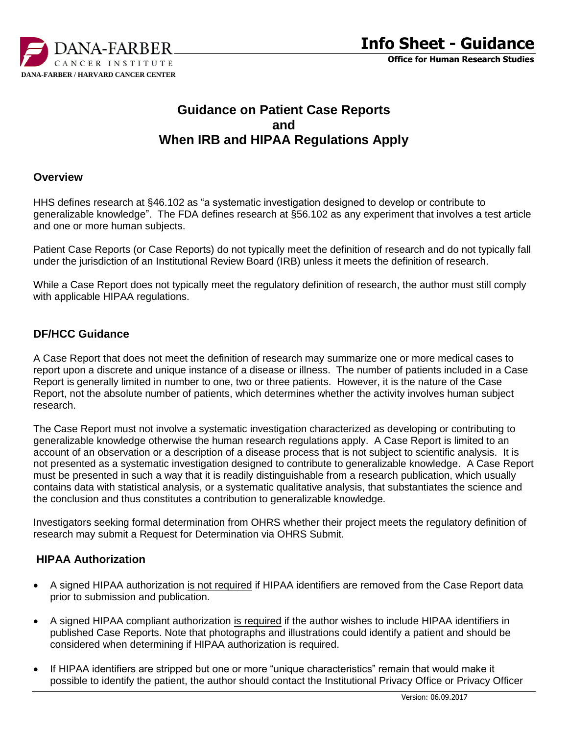DANA-FARBER CANCER INSTITUTE

DANA-FARBER / HARVARD CANCER CENTER

**Info Sheet - Guidance**

**Office for Human Research Studies**

# Guidance on Patient Case Reports and When IRB and HIPAA Regulations Apply

## Overview

HHS defines research at §46.102 as "a systematic investigation designed to develop or contribute to generalizable knowledge". The FDA defines research at §56.102 as any experiment that involves a test article and one or more human subjects.

Patient Case Reports (or Case Reports) do not typically meet the definition of research and do not typically fall under the jurisdiction of an Institutional Review Board (IRB) unless it meets the definition of research.

While a Case Report does not typically meet the regulatory definition of research, the author must still comply with applicable HIPAA regulations.

## DF/HCC Guidance

A Case Report that does not meet the definition of research may summarize one or more medical cases to report upon a discrete and unique instance of a disease or illness. The number of patients included in a Case Report is generally limited in number to one, two or three patients. However, it is the nature of the Case Report, not the absolute number of patients, which determines whether the activity involves human subject research.

The Case Report must not involve a systematic investigation characterized as developing or contributing to generalizable knowledge otherwise the human research regulations apply. A Case Report is limited to an account of an observation or a description of a disease process that is not subject to scientific analysis. It is not presented as a systematic investigation designed to contribute to generalizable knowledge. A Case Report must be presented in such a way that it is readily distinguishable from a research publication, which usually contains data with statistical analysis, or a systematic qualitative analysis, that substantiates the science and the conclusion and thus constitutes a contribution to generalizable knowledge.

Investigators seeking formal determination from OHRS whether their project meets the regulatory definition of research may submit a Request for Determination via OHRS Submit.

## HIPAA Authorization

- A signed HIPAA authorization is not required if HIPAA identifiers are removed from the Case Report data prior to submission and publication.
- A signed HIPAA compliant authorization is required if the author wishes to include HIPAA identifiers in published Case Reports. Note that photographs and illustrations could identify a patient and should be considered when determining if HIPAA authorization is required.
- If HIPAA identifiers are stripped but one or more "unique characteristics" remain that would make it possible to identify the patient, the author should contact the Institutional Privacy Office or Privacy Officer

Version: 06.09.2017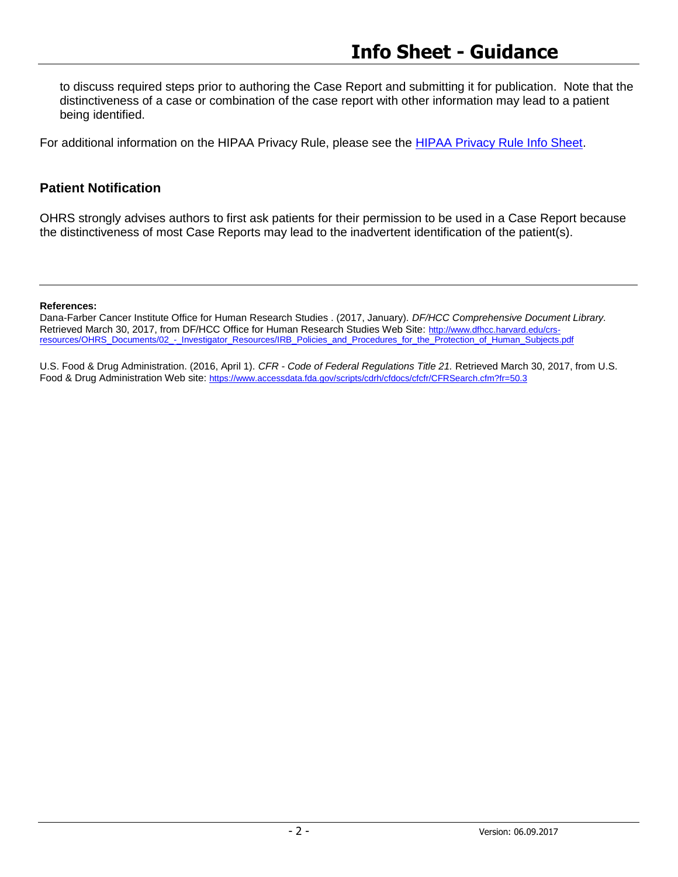to discuss required steps prior to authoring the Case Report and submitting it for publication. Note that the distinctiveness of a case or combination of the case report with other information may lead to a patient being identified.

For additional information on the HIPAA Privacy Rule, please see the [HIPAA Privacy Rule Info Sheet](HIPAA Privacy Rule Info Sheet).

## Patient Notification

OHRS strongly advises authors to first ask patients for their permission to be used in a Case Report because the distinctiveness of most Case Reports may lead to the inadvertent identification of the patient(s).

---

**References:**

Dana-Farber Cancer Institute Office for Human Research Studies . (2017, January). *DF/HCC Comprehensive Document Library.* Retrieved March 30, 2017, from DF/HCC Office for Human Research Studies Web Site: http://www.dfhcc.harvard.edu/crs-resources/OHRS_Documents/02_-_Investigator_Resources/IRB_Policies_and_Procedures_for_the_Protection_of_Human_Subjects.pdf

U.S. Food & Drug Administration. (2016, April 1). *CFR - Code of Federal Regulations Title 21.* Retrieved March 30, 2017, from U.S. Food & Drug Administration Web site: https://www.accessdata.fda.gov/scripts/cdrh/cfdocs/cfcfr/CFRSearch.cfm?fr=50.3